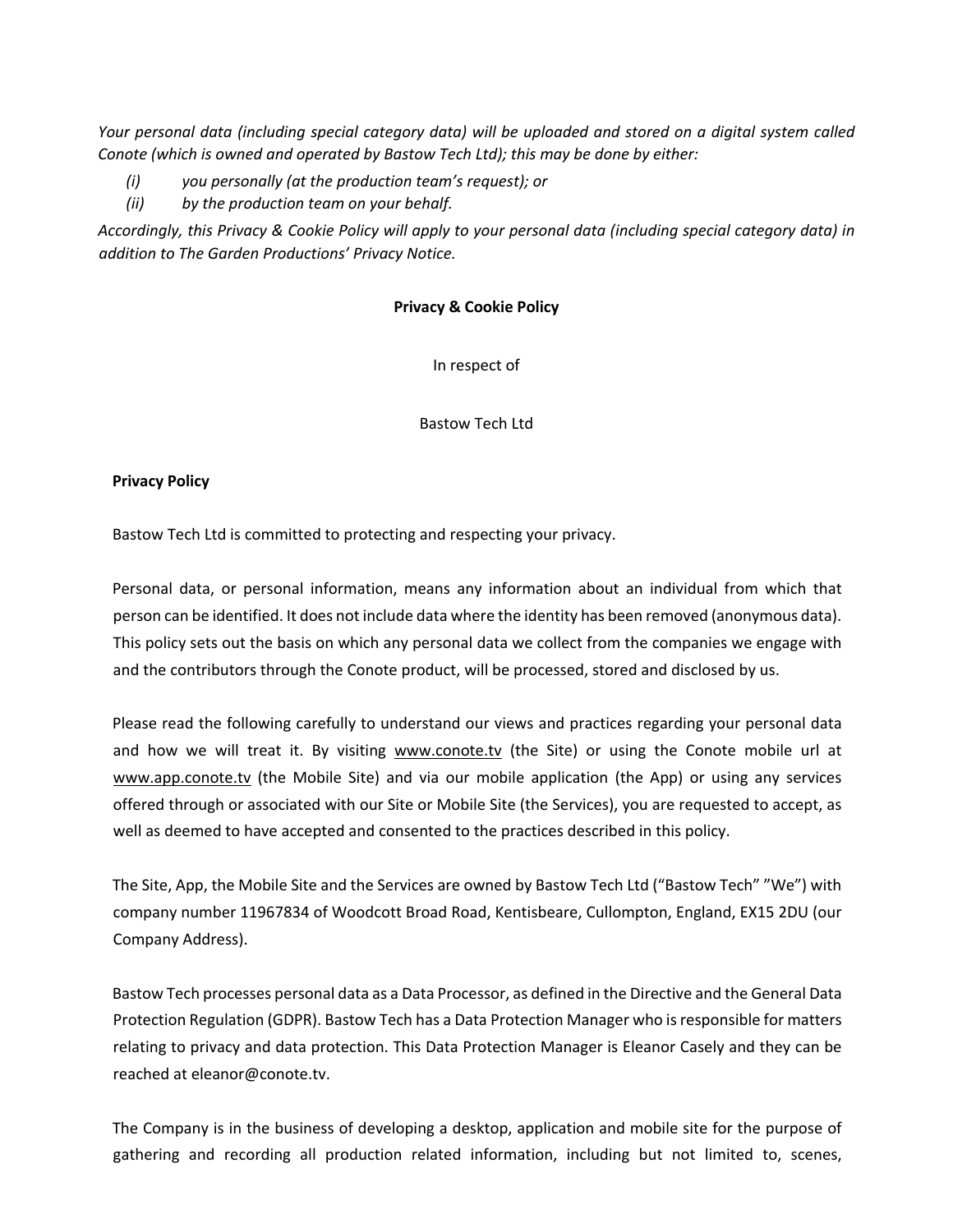*Your personal data (including special category data) will be uploaded and stored on a digital system called Conote (which is owned and operated by Bastow Tech Ltd); this may be done by either:*

*(i) you personally (at the production team's request); or*

*(ii) by the production team on your behalf.*

*Accordingly, this Privacy & Cookie Policy will apply to your personal data (including special category data) in addition to The Garden Productions' Privacy Notice.*

**Privacy & Cookie Policy**

In respect of

Bastow Tech Ltd

**Privacy Policy**

Bastow Tech Ltd is committed to protecting and respecting your privacy.

Personal data, or personal information, means any information about an individual from which that person can be identified. It does not include data where the identity has been removed (anonymous data). This policy sets out the basis on which any personal data we collect from the companies we engage with and the contributors through the Conote product, will be processed, stored and disclosed by us.

Please read the following carefully to understand our views and practices regarding your personal data and how we will treat it. By visiting www.conote.tv (the Site) or using the Conote mobile url at www.app.conote.tv (the Mobile Site) and via our mobile application (the App) or using any services offered through or associated with our Site or Mobile Site (the Services), you are requested to accept, as well as deemed to have accepted and consented to the practices described in this policy.

The Site, App, the Mobile Site and the Services are owned by Bastow Tech Ltd ("Bastow Tech" "We") with company number 11967834 of Woodcott Broad Road, Kentisbeare, Cullompton, England, EX15 2DU (our Company Address).

Bastow Tech processes personal data as a Data Processor, as defined in the Directive and the General Data Protection Regulation (GDPR). Bastow Tech has a Data Protection Manager who is responsible for matters relating to privacy and data protection. This Data Protection Manager is Eleanor Casely and they can be reached at eleanor@conote.tv.

The Company is in the business of developing a desktop, application and mobile site for the purpose of gathering and recording all production related information, including but not limited to, scenes,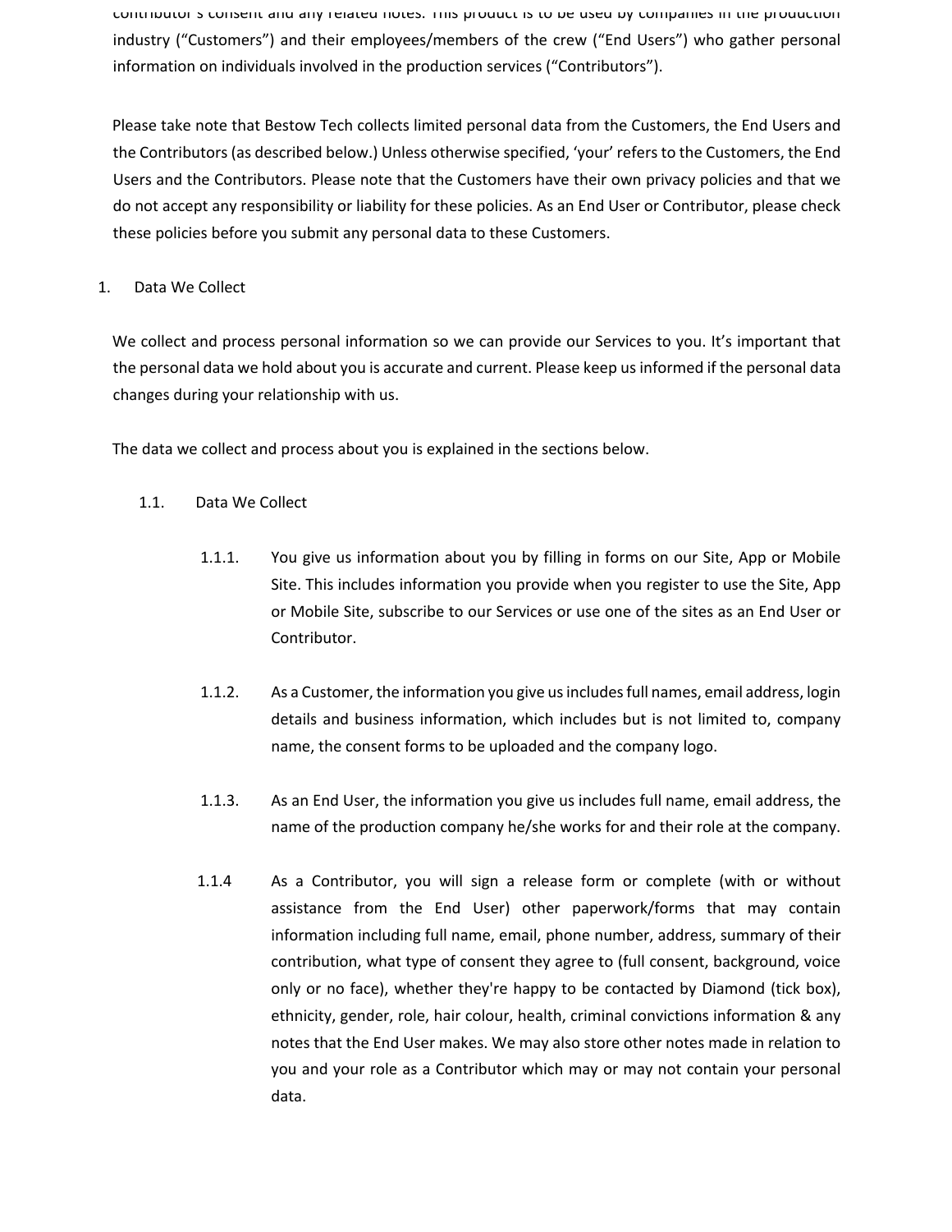contributor's consent and any related notes. This product is to be used by companies in the production industry ("Customers") and their employees/members of the crew ("End Users") who gather personal information on individuals involved in the production services ("Contributors").

Please take note that Bestow Tech collects limited personal data from the Customers, the End Users and the Contributors (as described below.) Unless otherwise specified, 'your' refers to the Customers, the End Users and the Contributors. Please note that the Customers have their own privacy policies and that we do not accept any responsibility or liability for these policies. As an End User or Contributor, please check these policies before you submit any personal data to these Customers.

1. Data We Collect

We collect and process personal information so we can provide our Services to you. It's important that the personal data we hold about you is accurate and current. Please keep us informed if the personal data changes during your relationship with us.

The data we collect and process about you is explained in the sections below.

1.1. Data We Collect

1.1.1. You give us information about you by filling in forms on our Site, App or Mobile Site. This includes information you provide when you register to use the Site, App or Mobile Site, subscribe to our Services or use one of the sites as an End User or Contributor.

1.1.2. As a Customer, the information you give us includes full names, email address, login details and business information, which includes but is not limited to, company name, the consent forms to be uploaded and the company logo.

1.1.3. As an End User, the information you give us includes full name, email address, the name of the production company he/she works for and their role at the company.

1.1.4 As a Contributor, you will sign a release form or complete (with or without assistance from the End User) other paperwork/forms that may contain information including full name, email, phone number, address, summary of their contribution, what type of consent they agree to (full consent, background, voice only or no face), whether they're happy to be contacted by Diamond (tick box), ethnicity, gender, role, hair colour, health, criminal convictions information & any notes that the End User makes. We may also store other notes made in relation to you and your role as a Contributor which may or may not contain your personal data.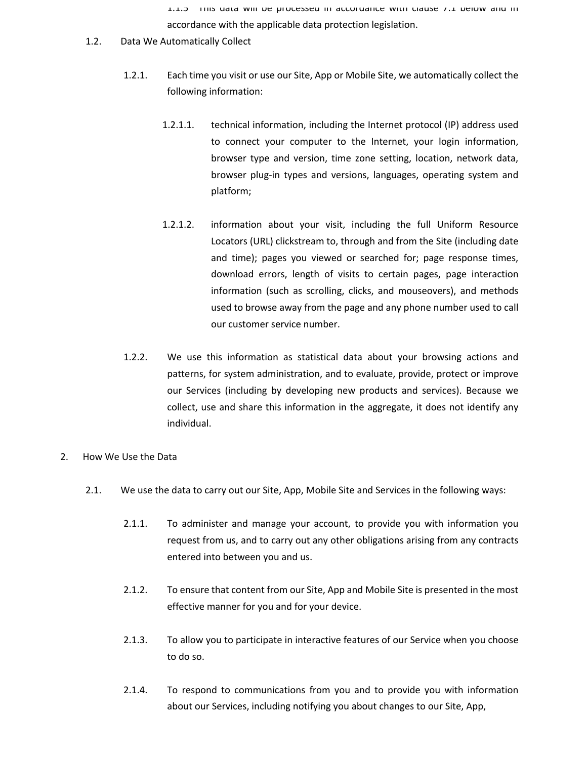1.1.5 This data will be processed in accordance with clause 7.1 below and in accordance with the applicable data protection legislation.

1.2. Data We Automatically Collect

1.2.1. Each time you visit or use our Site, App or Mobile Site, we automatically collect the following information:

1.2.1.1. technical information, including the Internet protocol (IP) address used to connect your computer to the Internet, your login information, browser type and version, time zone setting, location, network data, browser plug-in types and versions, languages, operating system and platform;

1.2.1.2. information about your visit, including the full Uniform Resource Locators (URL) clickstream to, through and from the Site (including date and time); pages you viewed or searched for; page response times, download errors, length of visits to certain pages, page interaction information (such as scrolling, clicks, and mouseovers), and methods used to browse away from the page and any phone number used to call our customer service number.

1.2.2. We use this information as statistical data about your browsing actions and patterns, for system administration, and to evaluate, provide, protect or improve our Services (including by developing new products and services). Because we collect, use and share this information in the aggregate, it does not identify any individual.

2. How We Use the Data

2.1. We use the data to carry out our Site, App, Mobile Site and Services in the following ways:

2.1.1. To administer and manage your account, to provide you with information you request from us, and to carry out any other obligations arising from any contracts entered into between you and us.

2.1.2. To ensure that content from our Site, App and Mobile Site is presented in the most effective manner for you and for your device.

2.1.3. To allow you to participate in interactive features of our Service when you choose to do so.

2.1.4. To respond to communications from you and to provide you with information about our Services, including notifying you about changes to our Site, App,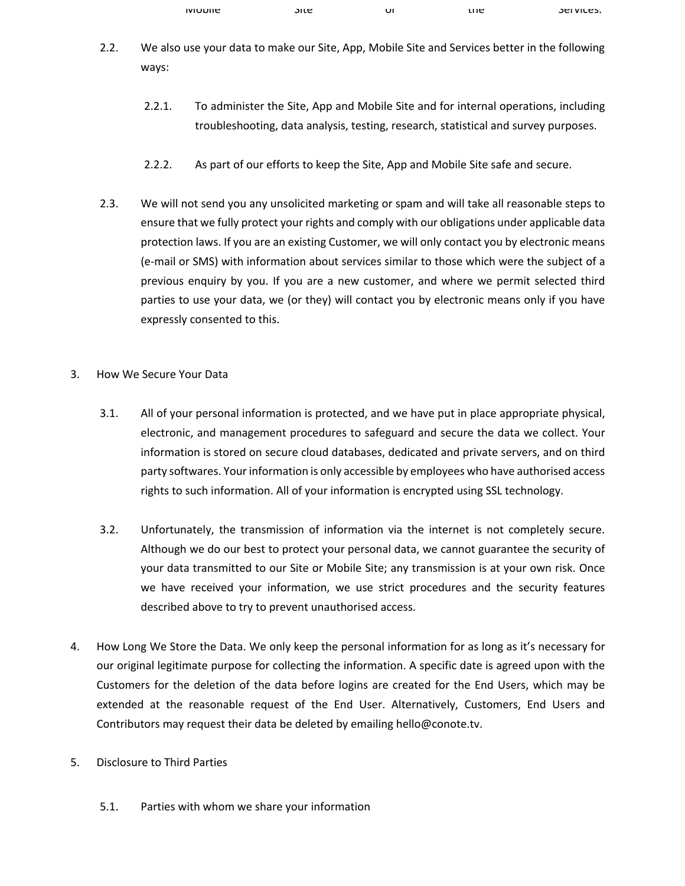Mobile Site or the Services.

2.2. We also use your data to make our Site, App, Mobile Site and Services better in the following ways:

2.2.1. To administer the Site, App and Mobile Site and for internal operations, including troubleshooting, data analysis, testing, research, statistical and survey purposes.

2.2.2. As part of our efforts to keep the Site, App and Mobile Site safe and secure.

2.3. We will not send you any unsolicited marketing or spam and will take all reasonable steps to ensure that we fully protect your rights and comply with our obligations under applicable data protection laws. If you are an existing Customer, we will only contact you by electronic means (e-mail or SMS) with information about services similar to those which were the subject of a previous enquiry by you. If you are a new customer, and where we permit selected third parties to use your data, we (or they) will contact you by electronic means only if you have expressly consented to this.

3. How We Secure Your Data

3.1. All of your personal information is protected, and we have put in place appropriate physical, electronic, and management procedures to safeguard and secure the data we collect. Your information is stored on secure cloud databases, dedicated and private servers, and on third party softwares. Your information is only accessible by employees who have authorised access rights to such information. All of your information is encrypted using SSL technology.

3.2. Unfortunately, the transmission of information via the internet is not completely secure. Although we do our best to protect your personal data, we cannot guarantee the security of your data transmitted to our Site or Mobile Site; any transmission is at your own risk. Once we have received your information, we use strict procedures and the security features described above to try to prevent unauthorised access.

4. How Long We Store the Data. We only keep the personal information for as long as it's necessary for our original legitimate purpose for collecting the information. A specific date is agreed upon with the Customers for the deletion of the data before logins are created for the End Users, which may be extended at the reasonable request of the End User. Alternatively, Customers, End Users and Contributors may request their data be deleted by emailing hello@conote.tv.

5. Disclosure to Third Parties

5.1. Parties with whom we share your information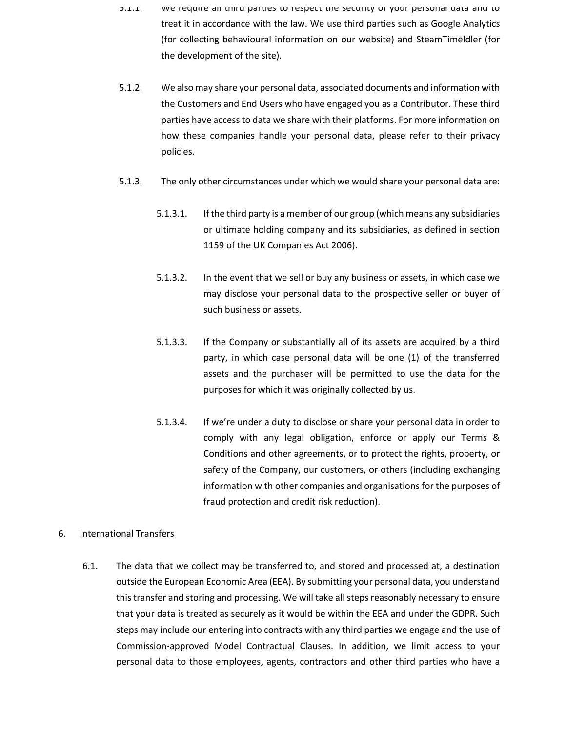5.1.1. We require all third parties to respect the security of your personal data and to treat it in accordance with the law. We use third parties such as Google Analytics (for collecting behavioural information on our website) and SteamTimeIdler (for the development of the site).

5.1.2. We also may share your personal data, associated documents and information with the Customers and End Users who have engaged you as a Contributor. These third parties have access to data we share with their platforms. For more information on how these companies handle your personal data, please refer to their privacy policies.

5.1.3. The only other circumstances under which we would share your personal data are:

5.1.3.1. If the third party is a member of our group (which means any subsidiaries or ultimate holding company and its subsidiaries, as defined in section 1159 of the UK Companies Act 2006).

5.1.3.2. In the event that we sell or buy any business or assets, in which case we may disclose your personal data to the prospective seller or buyer of such business or assets.

5.1.3.3. If the Company or substantially all of its assets are acquired by a third party, in which case personal data will be one (1) of the transferred assets and the purchaser will be permitted to use the data for the purposes for which it was originally collected by us.

5.1.3.4. If we're under a duty to disclose or share your personal data in order to comply with any legal obligation, enforce or apply our Terms & Conditions and other agreements, or to protect the rights, property, or safety of the Company, our customers, or others (including exchanging information with other companies and organisations for the purposes of fraud protection and credit risk reduction).

6. International Transfers

6.1. The data that we collect may be transferred to, and stored and processed at, a destination outside the European Economic Area (EEA). By submitting your personal data, you understand this transfer and storing and processing. We will take all steps reasonably necessary to ensure that your data is treated as securely as it would be within the EEA and under the GDPR. Such steps may include our entering into contracts with any third parties we engage and the use of Commission-approved Model Contractual Clauses. In addition, we limit access to your personal data to those employees, agents, contractors and other third parties who have a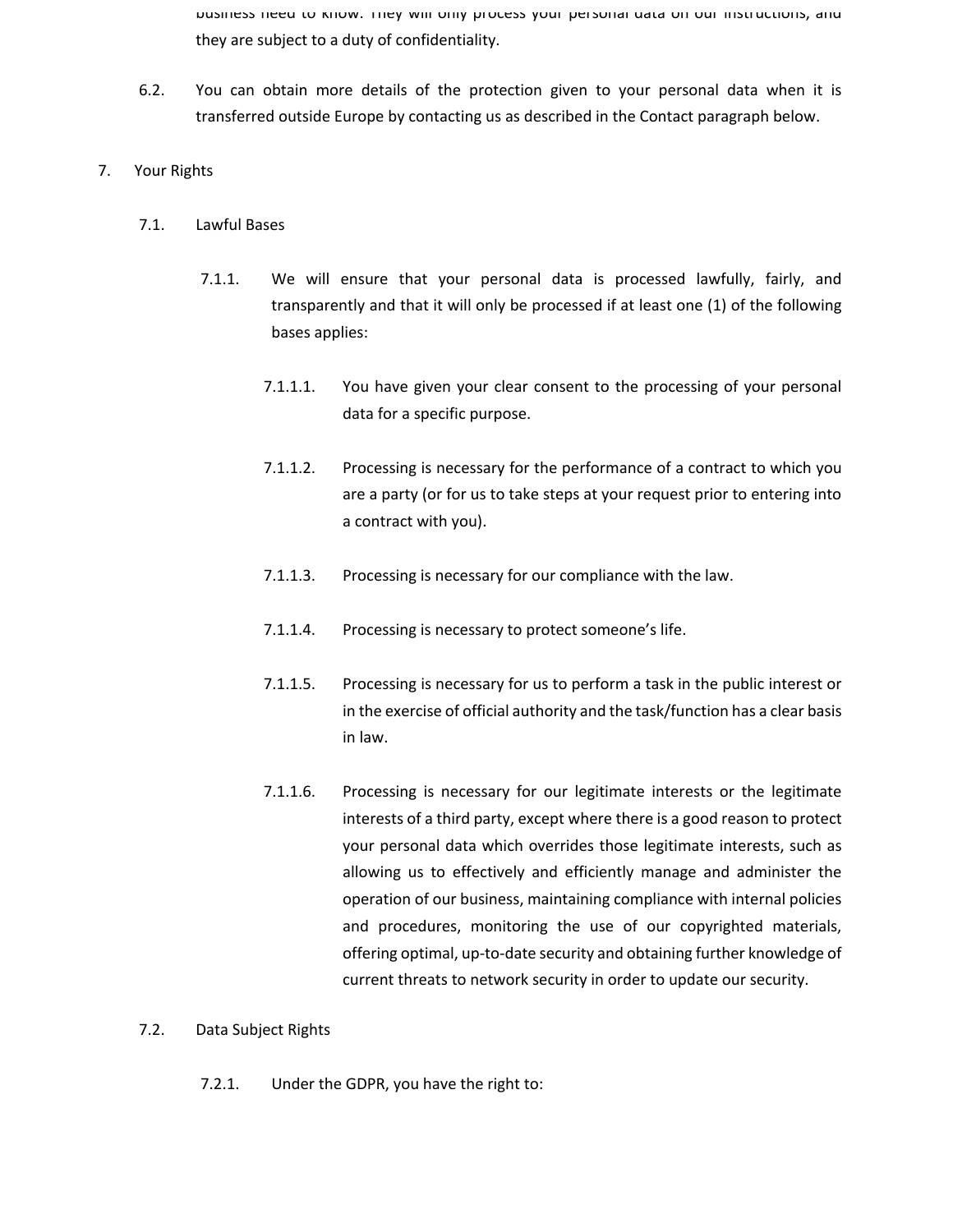business need to know. They will only process your personal data on our instructions, and they are subject to a duty of confidentiality.

6.2. You can obtain more details of the protection given to your personal data when it is transferred outside Europe by contacting us as described in the Contact paragraph below.

7. Your Rights

7.1. Lawful Bases

7.1.1. We will ensure that your personal data is processed lawfully, fairly, and transparently and that it will only be processed if at least one (1) of the following bases applies:

7.1.1.1. You have given your clear consent to the processing of your personal data for a specific purpose.

7.1.1.2. Processing is necessary for the performance of a contract to which you are a party (or for us to take steps at your request prior to entering into a contract with you).

7.1.1.3. Processing is necessary for our compliance with the law.

7.1.1.4. Processing is necessary to protect someone's life.

7.1.1.5. Processing is necessary for us to perform a task in the public interest or in the exercise of official authority and the task/function has a clear basis in law.

7.1.1.6. Processing is necessary for our legitimate interests or the legitimate interests of a third party, except where there is a good reason to protect your personal data which overrides those legitimate interests, such as allowing us to effectively and efficiently manage and administer the operation of our business, maintaining compliance with internal policies and procedures, monitoring the use of our copyrighted materials, offering optimal, up-to-date security and obtaining further knowledge of current threats to network security in order to update our security.

7.2. Data Subject Rights

7.2.1. Under the GDPR, you have the right to: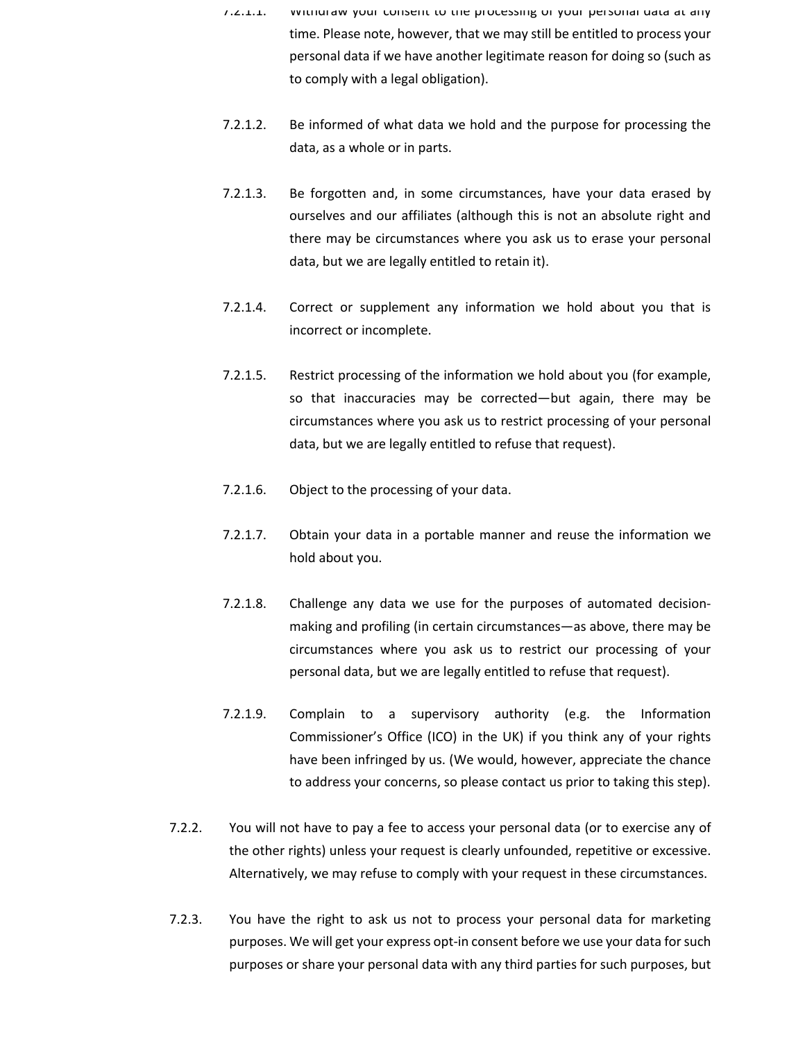7.2.1.1. Withdraw your consent to the processing of your personal data at any time. Please note, however, that we may still be entitled to process your personal data if we have another legitimate reason for doing so (such as to comply with a legal obligation).

7.2.1.2. Be informed of what data we hold and the purpose for processing the data, as a whole or in parts.

7.2.1.3. Be forgotten and, in some circumstances, have your data erased by ourselves and our affiliates (although this is not an absolute right and there may be circumstances where you ask us to erase your personal data, but we are legally entitled to retain it).

7.2.1.4. Correct or supplement any information we hold about you that is incorrect or incomplete.

7.2.1.5. Restrict processing of the information we hold about you (for example, so that inaccuracies may be corrected—but again, there may be circumstances where you ask us to restrict processing of your personal data, but we are legally entitled to refuse that request).

7.2.1.6. Object to the processing of your data.

7.2.1.7. Obtain your data in a portable manner and reuse the information we hold about you.

7.2.1.8. Challenge any data we use for the purposes of automated decision-making and profiling (in certain circumstances—as above, there may be circumstances where you ask us to restrict our processing of your personal data, but we are legally entitled to refuse that request).

7.2.1.9. Complain to a supervisory authority (e.g. the Information Commissioner's Office (ICO) in the UK) if you think any of your rights have been infringed by us. (We would, however, appreciate the chance to address your concerns, so please contact us prior to taking this step).

7.2.2. You will not have to pay a fee to access your personal data (or to exercise any of the other rights) unless your request is clearly unfounded, repetitive or excessive. Alternatively, we may refuse to comply with your request in these circumstances.

7.2.3. You have the right to ask us not to process your personal data for marketing purposes. We will get your express opt-in consent before we use your data for such purposes or share your personal data with any third parties for such purposes, but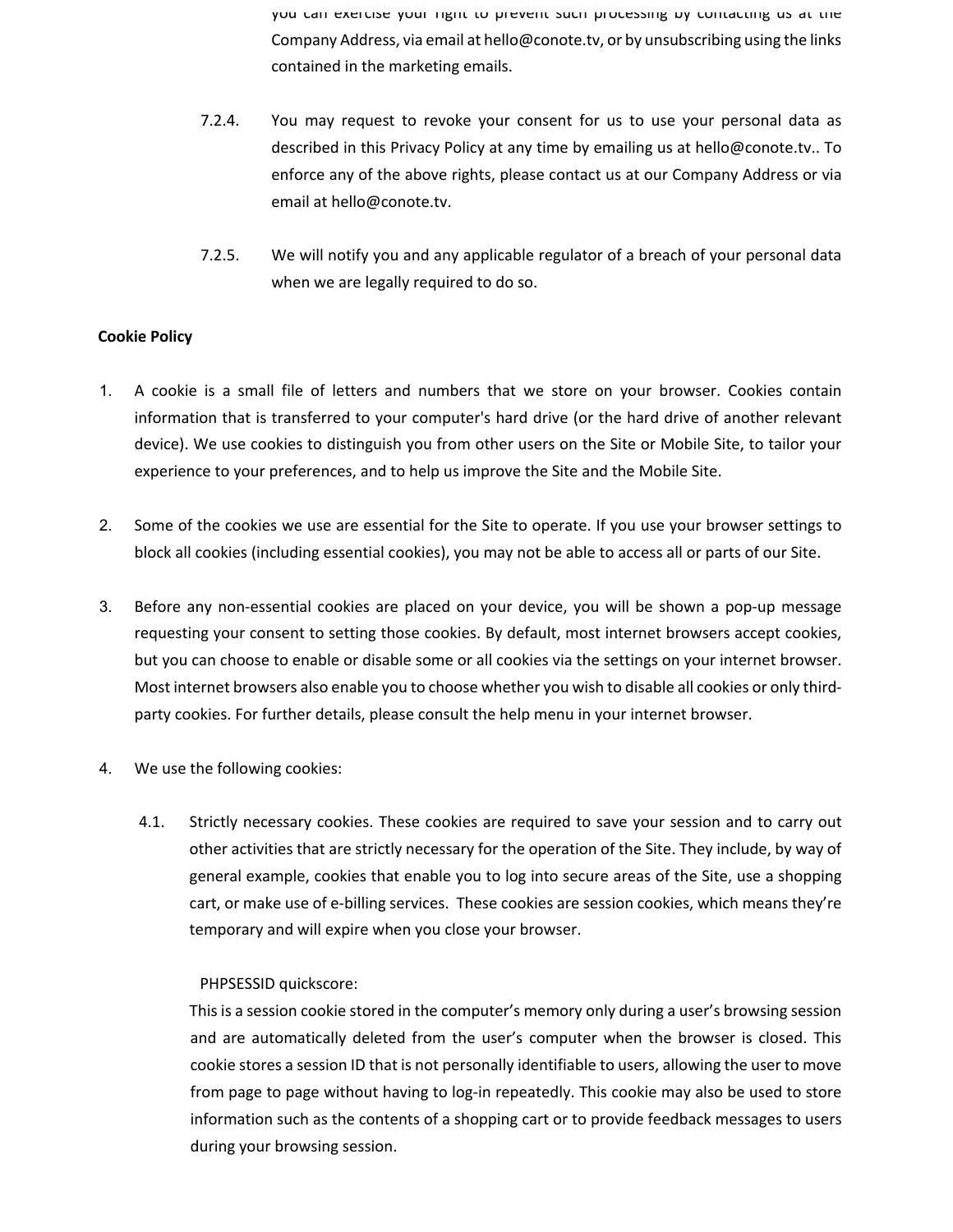you can exercise your right to prevent such processing by contacting us at the Company Address, via email at hello@conote.tv, or by unsubscribing using the links contained in the marketing emails.

7.2.4. You may request to revoke your consent for us to use your personal data as described in this Privacy Policy at any time by emailing us at hello@conote.tv.. To enforce any of the above rights, please contact us at our Company Address or via email at hello@conote.tv.

7.2.5. We will notify you and any applicable regulator of a breach of your personal data when we are legally required to do so.

**Cookie Policy**

1. A cookie is a small file of letters and numbers that we store on your browser. Cookies contain information that is transferred to your computer's hard drive (or the hard drive of another relevant device). We use cookies to distinguish you from other users on the Site or Mobile Site, to tailor your experience to your preferences, and to help us improve the Site and the Mobile Site.

2. Some of the cookies we use are essential for the Site to operate. If you use your browser settings to block all cookies (including essential cookies), you may not be able to access all or parts of our Site.

3. Before any non-essential cookies are placed on your device, you will be shown a pop-up message requesting your consent to setting those cookies. By default, most internet browsers accept cookies, but you can choose to enable or disable some or all cookies via the settings on your internet browser. Most internet browsers also enable you to choose whether you wish to disable all cookies or only third-party cookies. For further details, please consult the help menu in your internet browser.

4. We use the following cookies:

4.1. Strictly necessary cookies. These cookies are required to save your session and to carry out other activities that are strictly necessary for the operation of the Site. They include, by way of general example, cookies that enable you to log into secure areas of the Site, use a shopping cart, or make use of e-billing services. These cookies are session cookies, which means they're temporary and will expire when you close your browser.

PHPSESSID quickscore:

This is a session cookie stored in the computer's memory only during a user's browsing session and are automatically deleted from the user's computer when the browser is closed. This cookie stores a session ID that is not personally identifiable to users, allowing the user to move from page to page without having to log-in repeatedly. This cookie may also be used to store information such as the contents of a shopping cart or to provide feedback messages to users during your browsing session.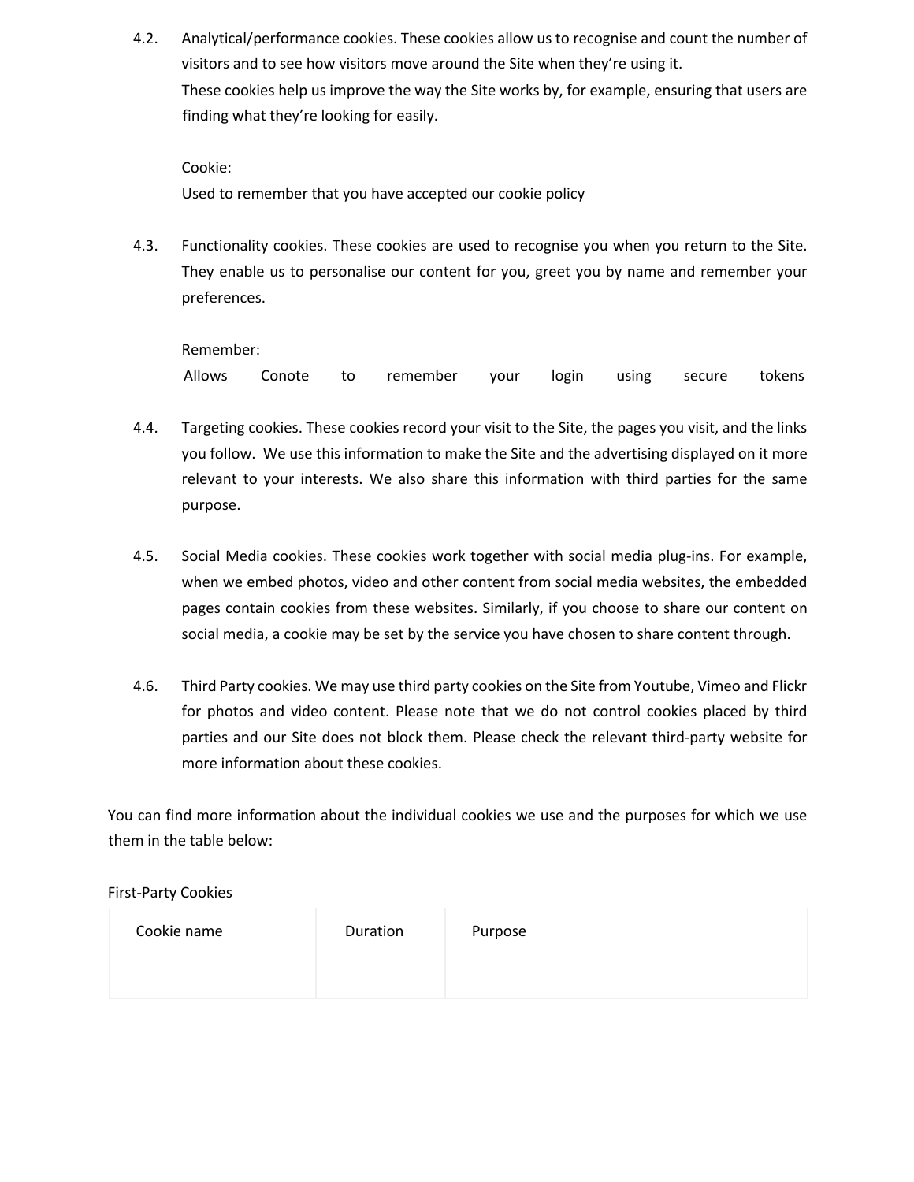4.2. Analytical/performance cookies. These cookies allow us to recognise and count the number of visitors and to see how visitors move around the Site when they're using it.
These cookies help us improve the way the Site works by, for example, ensuring that users are finding what they're looking for easily.

Cookie:
Used to remember that you have accepted our cookie policy

4.3. Functionality cookies. These cookies are used to recognise you when you return to the Site. They enable us to personalise our content for you, greet you by name and remember your preferences.

Remember:
Allows Conote to remember your login using secure tokens

4.4. Targeting cookies. These cookies record your visit to the Site, the pages you visit, and the links you follow. We use this information to make the Site and the advertising displayed on it more relevant to your interests. We also share this information with third parties for the same purpose.

4.5. Social Media cookies. These cookies work together with social media plug-ins. For example, when we embed photos, video and other content from social media websites, the embedded pages contain cookies from these websites. Similarly, if you choose to share our content on social media, a cookie may be set by the service you have chosen to share content through.

4.6. Third Party cookies. We may use third party cookies on the Site from Youtube, Vimeo and Flickr for photos and video content. Please note that we do not control cookies placed by third parties and our Site does not block them. Please check the relevant third-party website for more information about these cookies.

You can find more information about the individual cookies we use and the purposes for which we use them in the table below:

First-Party Cookies

| Cookie name | Duration | Purpose |
| --- | --- | --- |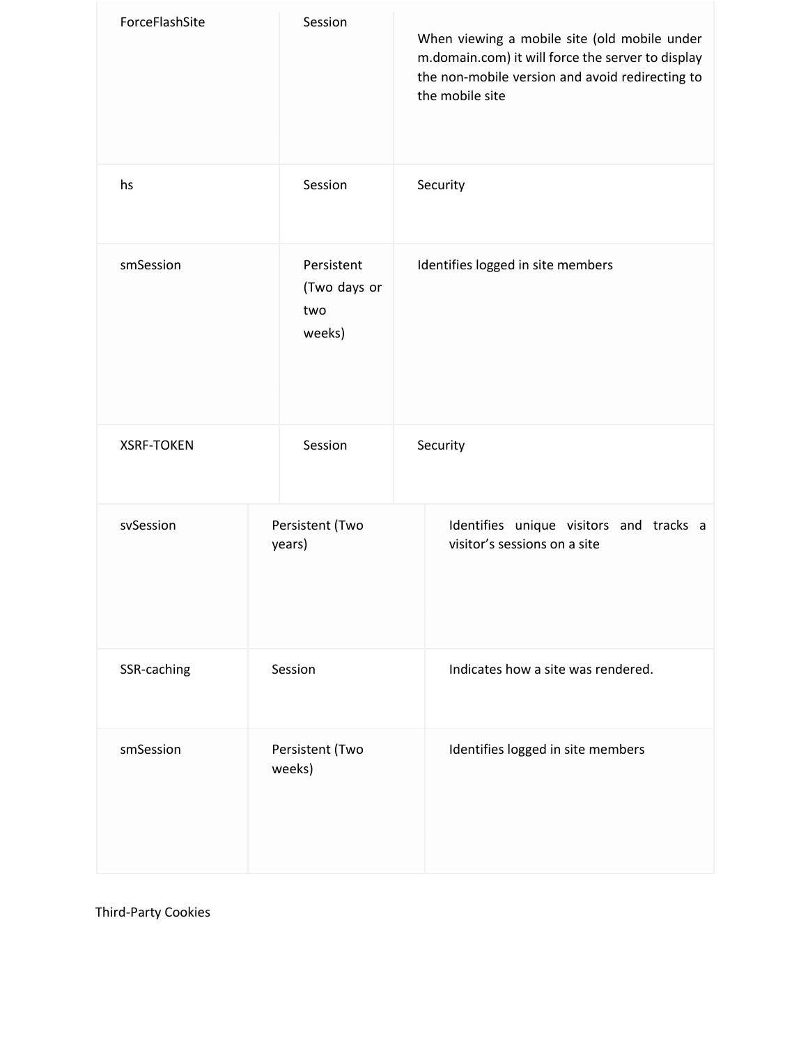| | | |
|---|---|---|
| ForceFlashSite | Session | When viewing a mobile site (old mobile under m.domain.com) it will force the server to display the non-mobile version and avoid redirecting to the mobile site |
| hs | Session | Security |
| smSession | Persistent (Two days or two weeks) | Identifies logged in site members |
| XSRF-TOKEN | Session | Security |
| svSession | Persistent (Two years) | Identifies unique visitors and tracks a visitor's sessions on a site |
| SSR-caching | Session | Indicates how a site was rendered. |
| smSession | Persistent (Two weeks) | Identifies logged in site members |

Third-Party Cookies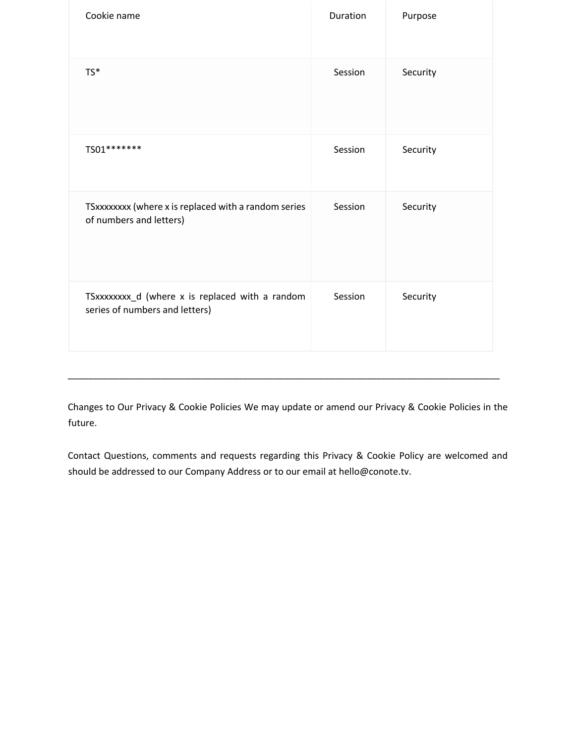| Cookie name | Duration | Purpose |
| --- | --- | --- |
| TS* | Session | Security |
| TS01******* | Session | Security |
| TSxxxxxxxx (where x is replaced with a random series of numbers and letters) | Session | Security |
| TSxxxxxxxx_d (where x is replaced with a random series of numbers and letters) | Session | Security |

---

Changes to Our Privacy & Cookie Policies We may update or amend our Privacy & Cookie Policies in the future.

Contact Questions, comments and requests regarding this Privacy & Cookie Policy are welcomed and should be addressed to our Company Address or to our email at hello@conote.tv.